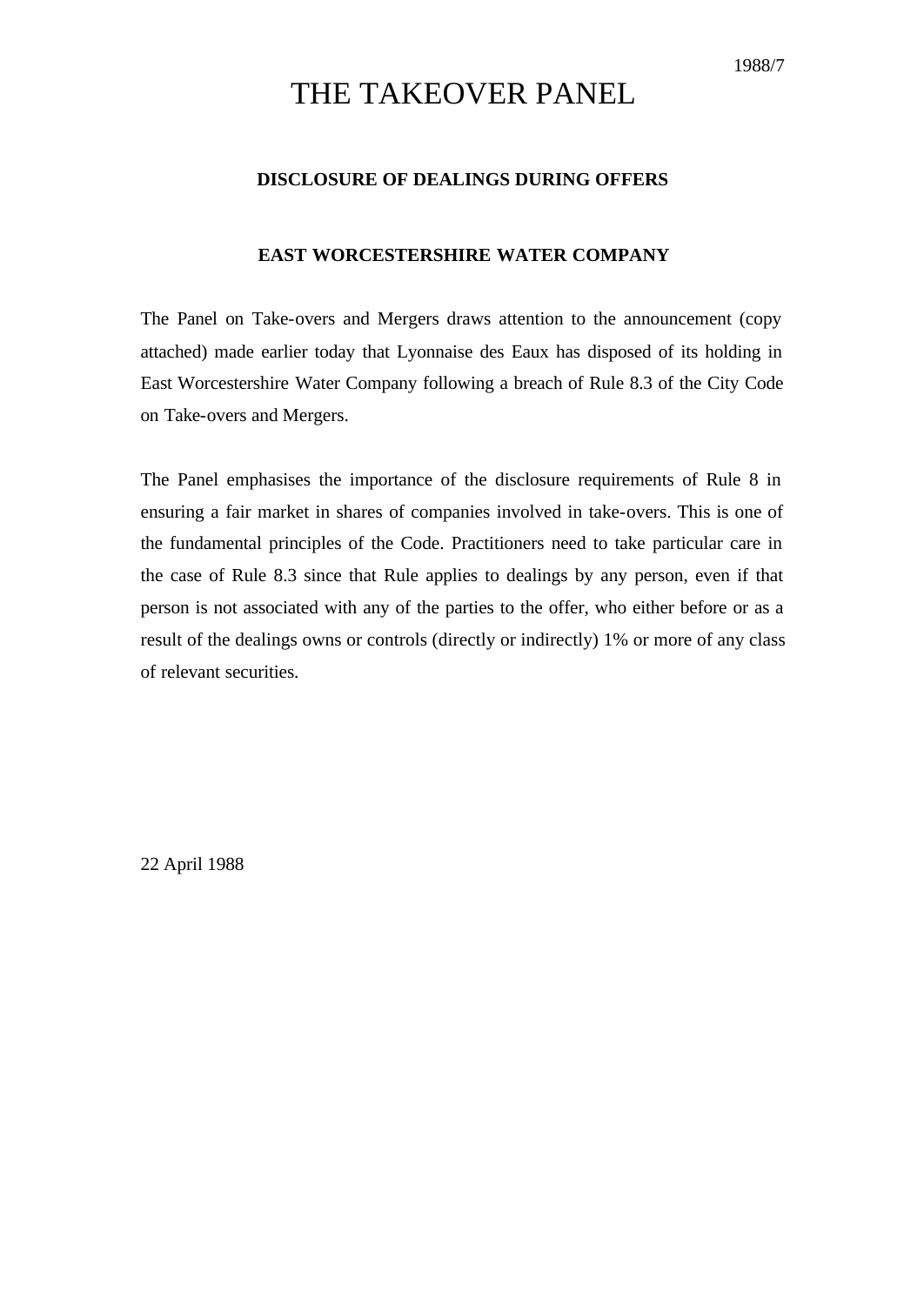1988/7

# THE TAKEOVER PANEL

**DISCLOSURE OF DEALINGS DURING OFFERS**

**EAST WORCESTERSHIRE WATER COMPANY**

The Panel on Take-overs and Mergers draws attention to the announcement (copy attached) made earlier today that Lyonnaise des Eaux has disposed of its holding in East Worcestershire Water Company following a breach of Rule 8.3 of the City Code on Take-overs and Mergers.

The Panel emphasises the importance of the disclosure requirements of Rule 8 in ensuring a fair market in shares of companies involved in take-overs. This is one of the fundamental principles of the Code. Practitioners need to take particular care in the case of Rule 8.3 since that Rule applies to dealings by any person, even if that person is not associated with any of the parties to the offer, who either before or as a result of the dealings owns or controls (directly or indirectly) 1% or more of any class of relevant securities.

22 April 1988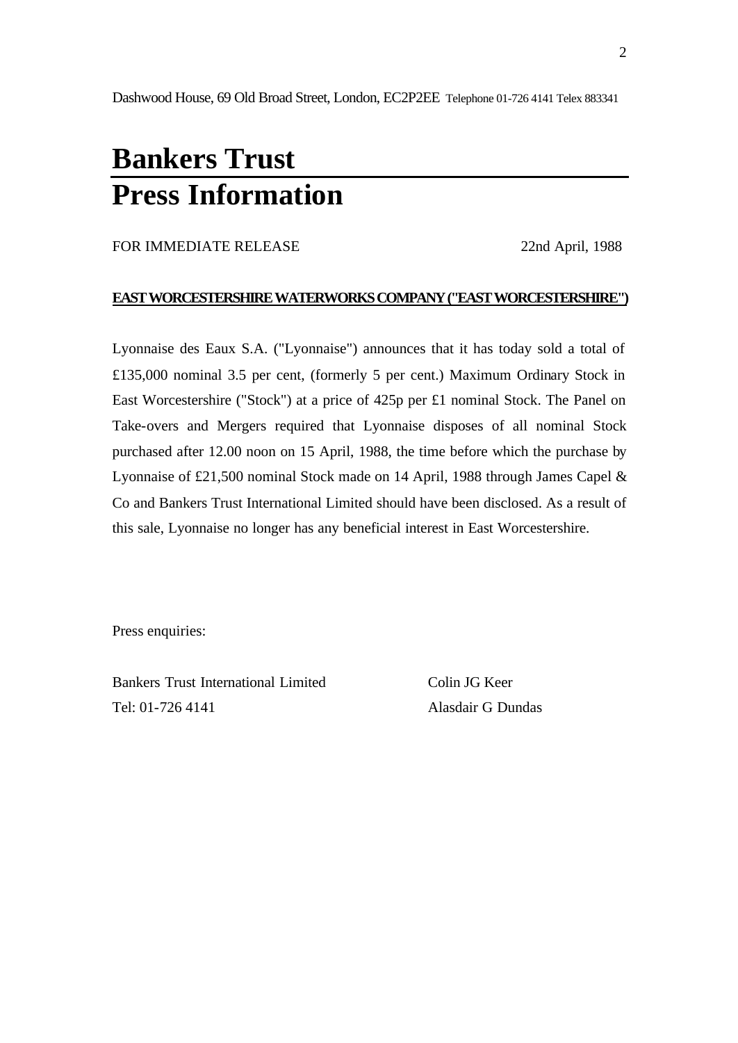Dashwood House, 69 Old Broad Street, London, EC2P2EE Telephone 01-726 4141 Telex 883341

# Bankers Trust
# Press Information

FOR IMMEDIATE RELEASE 22nd April, 1988

**EAST WORCESTERSHIRE WATERWORKS COMPANY ("EAST WORCESTERSHIRE")**

Lyonnaise des Eaux S.A. ("Lyonnaise") announces that it has today sold a total of £135,000 nominal 3.5 per cent, (formerly 5 per cent.) Maximum Ordinary Stock in East Worcestershire ("Stock") at a price of 425p per £1 nominal Stock. The Panel on Take-overs and Mergers required that Lyonnaise disposes of all nominal Stock purchased after 12.00 noon on 15 April, 1988, the time before which the purchase by Lyonnaise of £21,500 nominal Stock made on 14 April, 1988 through James Capel & Co and Bankers Trust International Limited should have been disclosed. As a result of this sale, Lyonnaise no longer has any beneficial interest in East Worcestershire.

Press enquiries:

Bankers Trust International Limited
Tel: 01-726 4141

Colin JG Keer
Alasdair G Dundas